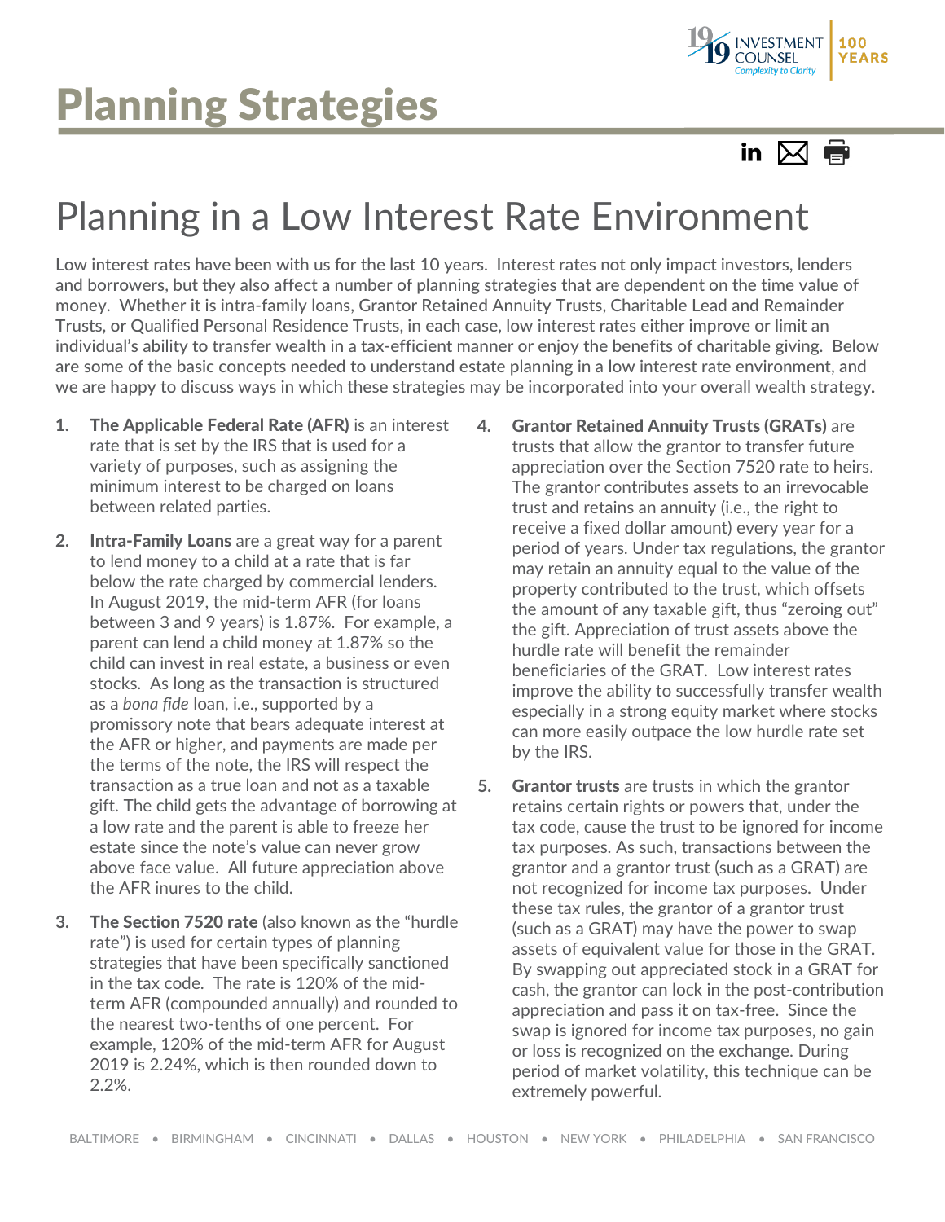# Planning Strategies

## Planning in a Low Interest Rate Environment

Low interest rates have been with us for the last 10 years. Interest rates not only impact investors, lenders and borrowers, but they also affect a number of planning strategies that are dependent on the time value of money. Whether it is intra-family loans, Grantor Retained Annuity Trusts, Charitable Lead and Remainder Trusts, or Qualified Personal Residence Trusts, in each case, low interest rates either improve or limit an individual's ability to transfer wealth in a tax-efficient manner or enjoy the benefits of charitable giving. Below are some of the basic concepts needed to understand estate planning in a low interest rate environment, and we are happy to discuss ways in which these strategies may be incorporated into your overall wealth strategy.

1. **The Applicable Federal Rate (AFR)** is an interest rate that is set by the IRS that is used for a variety of purposes, such as assigning the minimum interest to be charged on loans between related parties.

2. **Intra-Family Loans** are a great way for a parent to lend money to a child at a rate that is far below the rate charged by commercial lenders. In August 2019, the mid-term AFR (for loans between 3 and 9 years) is 1.87%. For example, a parent can lend a child money at 1.87% so the child can invest in real estate, a business or even stocks. As long as the transaction is structured as a *bona fide* loan, i.e., supported by a promissory note that bears adequate interest at the AFR or higher, and payments are made per the terms of the note, the IRS will respect the transaction as a true loan and not as a taxable gift. The child gets the advantage of borrowing at a low rate and the parent is able to freeze her estate since the note's value can never grow above face value. All future appreciation above the AFR inures to the child.

3. **The Section 7520 rate** (also known as the "hurdle rate") is used for certain types of planning strategies that have been specifically sanctioned in the tax code. The rate is 120% of the mid-term AFR (compounded annually) and rounded to the nearest two-tenths of one percent. For example, 120% of the mid-term AFR for August 2019 is 2.24%, which is then rounded down to 2.2%.

4. **Grantor Retained Annuity Trusts (GRATs)** are trusts that allow the grantor to transfer future appreciation over the Section 7520 rate to heirs. The grantor contributes assets to an irrevocable trust and retains an annuity (i.e., the right to receive a fixed dollar amount) every year for a period of years. Under tax regulations, the grantor may retain an annuity equal to the value of the property contributed to the trust, which offsets the amount of any taxable gift, thus "zeroing out" the gift. Appreciation of trust assets above the hurdle rate will benefit the remainder beneficiaries of the GRAT. Low interest rates improve the ability to successfully transfer wealth especially in a strong equity market where stocks can more easily outpace the low hurdle rate set by the IRS.

5. **Grantor trusts** are trusts in which the grantor retains certain rights or powers that, under the tax code, cause the trust to be ignored for income tax purposes. As such, transactions between the grantor and a grantor trust (such as a GRAT) are not recognized for income tax purposes. Under these tax rules, the grantor of a grantor trust (such as a GRAT) may have the power to swap assets of equivalent value for those in the GRAT. By swapping out appreciated stock in a GRAT for cash, the grantor can lock in the post-contribution appreciation and pass it on tax-free. Since the swap is ignored for income tax purposes, no gain or loss is recognized on the exchange. During period of market volatility, this technique can be extremely powerful.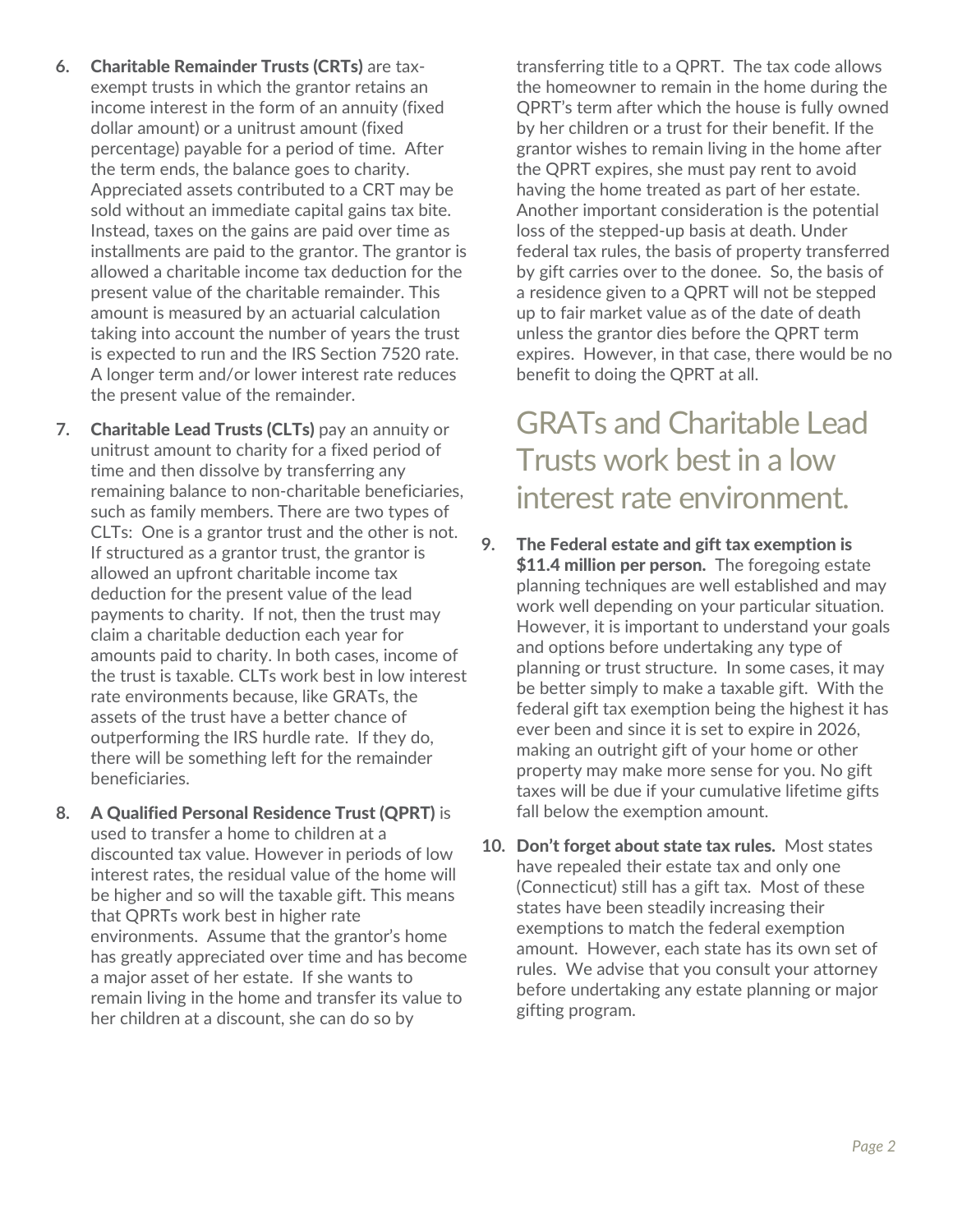6. **Charitable Remainder Trusts (CRTs)** are tax-exempt trusts in which the grantor retains an income interest in the form of an annuity (fixed dollar amount) or a unitrust amount (fixed percentage) payable for a period of time. After the term ends, the balance goes to charity. Appreciated assets contributed to a CRT may be sold without an immediate capital gains tax bite. Instead, taxes on the gains are paid over time as installments are paid to the grantor. The grantor is allowed a charitable income tax deduction for the present value of the charitable remainder. This amount is measured by an actuarial calculation taking into account the number of years the trust is expected to run and the IRS Section 7520 rate. A longer term and/or lower interest rate reduces the present value of the remainder.

7. **Charitable Lead Trusts (CLTs)** pay an annuity or unitrust amount to charity for a fixed period of time and then dissolve by transferring any remaining balance to non-charitable beneficiaries, such as family members. There are two types of CLTs: One is a grantor trust and the other is not. If structured as a grantor trust, the grantor is allowed an upfront charitable income tax deduction for the present value of the lead payments to charity. If not, then the trust may claim a charitable deduction each year for amounts paid to charity. In both cases, income of the trust is taxable. CLTs work best in low interest rate environments because, like GRATs, the assets of the trust have a better chance of outperforming the IRS hurdle rate. If they do, there will be something left for the remainder beneficiaries.

8. **A Qualified Personal Residence Trust (QPRT)** is used to transfer a home to children at a discounted tax value. However in periods of low interest rates, the residual value of the home will be higher and so will the taxable gift. This means that QPRTs work best in higher rate environments. Assume that the grantor's home has greatly appreciated over time and has become a major asset of her estate. If she wants to remain living in the home and transfer its value to her children at a discount, she can do so by transferring title to a QPRT. The tax code allows the homeowner to remain in the home during the QPRT's term after which the house is fully owned by her children or a trust for their benefit. If the grantor wishes to remain living in the home after the QPRT expires, she must pay rent to avoid having the home treated as part of her estate. Another important consideration is the potential loss of the stepped-up basis at death. Under federal tax rules, the basis of property transferred by gift carries over to the donee. So, the basis of a residence given to a QPRT will not be stepped up to fair market value as of the date of death unless the grantor dies before the QPRT term expires. However, in that case, there would be no benefit to doing the QPRT at all.

## GRATs and Charitable Lead Trusts work best in a low interest rate environment.

9. **The Federal estate and gift tax exemption is $11.4 million per person.** The foregoing estate planning techniques are well established and may work well depending on your particular situation. However, it is important to understand your goals and options before undertaking any type of planning or trust structure. In some cases, it may be better simply to make a taxable gift. With the federal gift tax exemption being the highest it has ever been and since it is set to expire in 2026, making an outright gift of your home or other property may make more sense for you. No gift taxes will be due if your cumulative lifetime gifts fall below the exemption amount.

10. **Don't forget about state tax rules.** Most states have repealed their estate tax and only one (Connecticut) still has a gift tax. Most of these states have been steadily increasing their exemptions to match the federal exemption amount. However, each state has its own set of rules. We advise that you consult your attorney before undertaking any estate planning or major gifting program.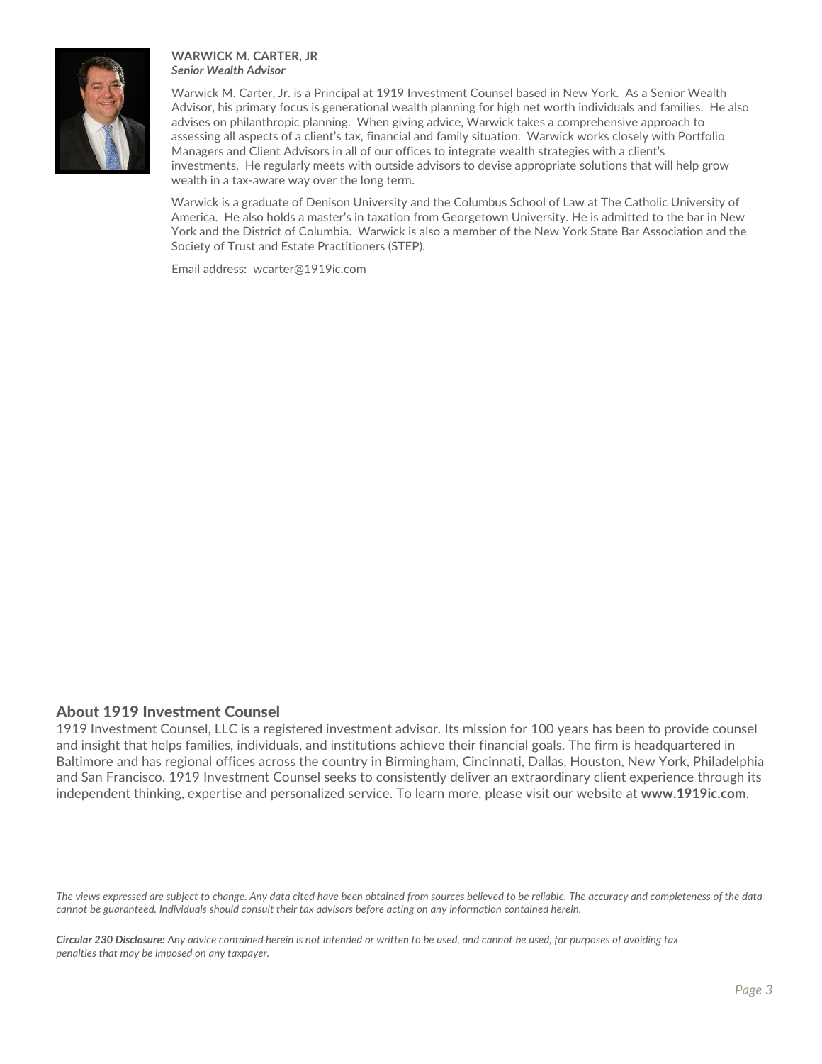**WARWICK M. CARTER, JR**
***Senior Wealth Advisor***

Warwick M. Carter, Jr. is a Principal at 1919 Investment Counsel based in New York. As a Senior Wealth Advisor, his primary focus is generational wealth planning for high net worth individuals and families. He also advises on philanthropic planning. When giving advice, Warwick takes a comprehensive approach to assessing all aspects of a client's tax, financial and family situation. Warwick works closely with Portfolio Managers and Client Advisors in all of our offices to integrate wealth strategies with a client's investments. He regularly meets with outside advisors to devise appropriate solutions that will help grow wealth in a tax-aware way over the long term.

Warwick is a graduate of Denison University and the Columbus School of Law at The Catholic University of America. He also holds a master's in taxation from Georgetown University. He is admitted to the bar in New York and the District of Columbia. Warwick is also a member of the New York State Bar Association and the Society of Trust and Estate Practitioners (STEP).

Email address: wcarter@1919ic.com

## About 1919 Investment Counsel

1919 Investment Counsel, LLC is a registered investment advisor. Its mission for 100 years has been to provide counsel and insight that helps families, individuals, and institutions achieve their financial goals. The firm is headquartered in Baltimore and has regional offices across the country in Birmingham, Cincinnati, Dallas, Houston, New York, Philadelphia and San Francisco. 1919 Investment Counsel seeks to consistently deliver an extraordinary client experience through its independent thinking, expertise and personalized service. To learn more, please visit our website at **www.1919ic.com**.

*The views expressed are subject to change. Any data cited have been obtained from sources believed to be reliable. The accuracy and completeness of the data cannot be guaranteed. Individuals should consult their tax advisors before acting on any information contained herein.*

***Circular 230 Disclosure:*** *Any advice contained herein is not intended or written to be used, and cannot be used, for purposes of avoiding tax penalties that may be imposed on any taxpayer.*